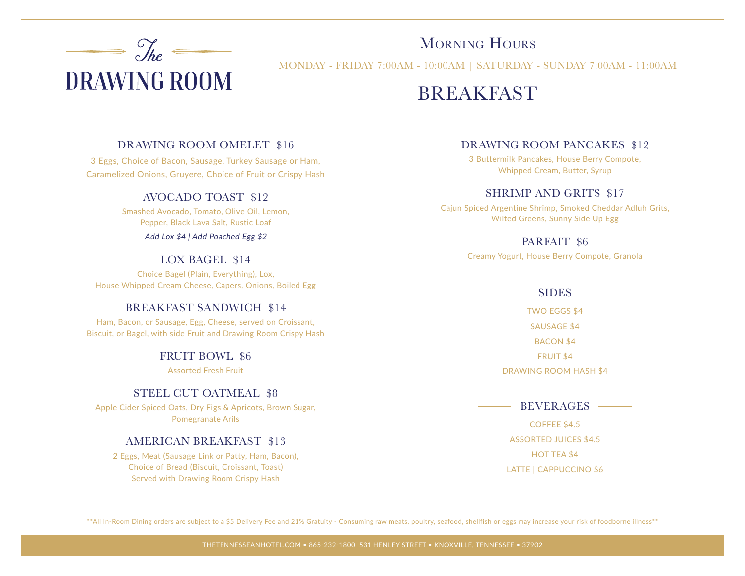# The DRAWING ROOM

## Morning Hours

MONDAY - FRIDAY 7:00AM - 10:00AM | SATURDAY - SUNDAY 7:00AM - 11:00AM

# BREAKFAST

### DRAWING ROOM OMELET $16

3 Eggs, Choice of Bacon, Sausage, Turkey Sausage or Ham, Caramelized Onions, Gruyere, Choice of Fruit or Crispy Hash

### AVOCADO TOAST $12

Smashed Avocado, Tomato, Olive Oil, Lemon, Pepper, Black Lava Salt, Rustic Loaf

*Add Lox $4 | Add Poached Egg $2*

### LOX BAGEL $14

Choice Bagel (Plain, Everything), Lox, House Whipped Cream Cheese, Capers, Onions, Boiled Egg

### BREAKFAST SANDWICH $14

Ham, Bacon, or Sausage, Egg, Cheese, served on Croissant, Biscuit, or Bagel, with side Fruit and Drawing Room Crispy Hash

### FRUIT BOWL $6

Assorted Fresh Fruit

### STEEL CUT OATMEAL $8

Apple Cider Spiced Oats, Dry Figs & Apricots, Brown Sugar, Pomegranate Arils

### AMERICAN BREAKFAST $13

2 Eggs, Meat (Sausage Link or Patty, Ham, Bacon), Choice of Bread (Biscuit, Croissant, Toast) Served with Drawing Room Crispy Hash

### DRAWING ROOM PANCAKES $12

3 Buttermilk Pancakes, House Berry Compote, Whipped Cream, Butter, Syrup

### SHRIMP AND GRITS $17

Cajun Spiced Argentine Shrimp, Smoked Cheddar Adluh Grits, Wilted Greens, Sunny Side Up Egg

### PARFAIT $6

Creamy Yogurt, House Berry Compote, Granola

## SIDES

TWO EGGS $4

SAUSAGE $4

BACON $4

FRUIT $4

DRAWING ROOM HASH $4

## BEVERAGES

COFFEE $4.5

ASSORTED JUICES $4.5

HOT TEA $4

LATTE | CAPPUCCINO $6

**All In-Room Dining orders are subject to a $5 Delivery Fee and 21% Gratuity - Consuming raw meats, poultry, seafood, shellfish or eggs may increase your risk of foodborne illness**

THETENNESSEANHOTEL.COM • 865-232-1800 531 HENLEY STREET • KNOXVILLE, TENNESSEE • 37902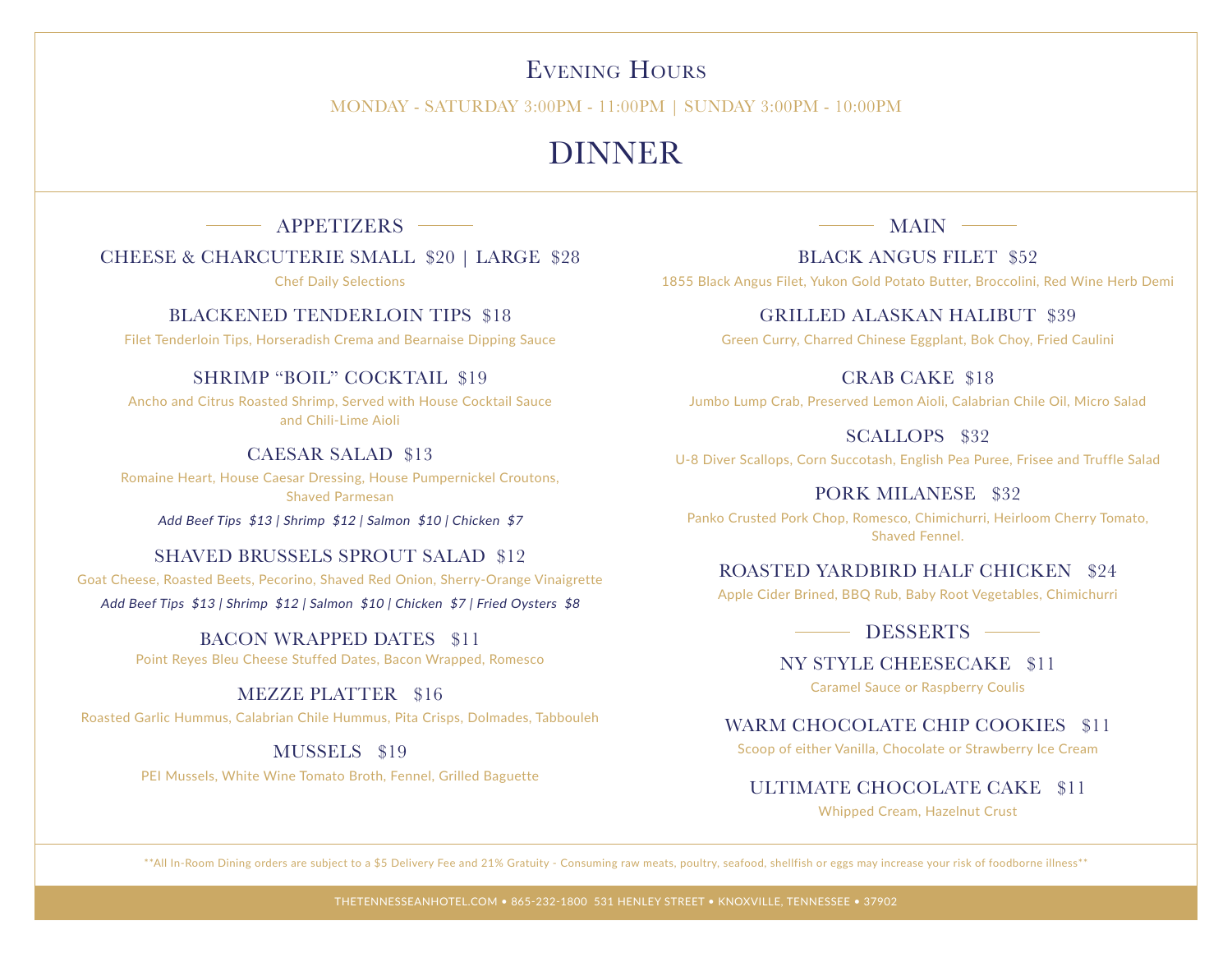# Evening Hours

MONDAY - SATURDAY 3:00PM - 11:00PM | SUNDAY 3:00PM - 10:00PM

# DINNER

## APPETIZERS

### CHEESE & CHARCUTERIE SMALL $20 | LARGE $28

Chef Daily Selections

### BLACKENED TENDERLOIN TIPS $18

Filet Tenderloin Tips, Horseradish Crema and Bearnaise Dipping Sauce

### SHRIMP "BOIL" COCKTAIL $19

Ancho and Citrus Roasted Shrimp, Served with House Cocktail Sauce and Chili-Lime Aioli

### CAESAR SALAD $13

Romaine Heart, House Caesar Dressing, House Pumpernickel Croutons, Shaved Parmesan

*Add Beef Tips $13 | Shrimp $12 | Salmon $10 | Chicken $7*

### SHAVED BRUSSELS SPROUT SALAD $12

Goat Cheese, Roasted Beets, Pecorino, Shaved Red Onion, Sherry-Orange Vinaigrette

*Add Beef Tips $13 | Shrimp $12 | Salmon $10 | Chicken $7 | Fried Oysters $8*

### BACON WRAPPED DATES $11

Point Reyes Bleu Cheese Stuffed Dates, Bacon Wrapped, Romesco

### MEZZE PLATTER $16

Roasted Garlic Hummus, Calabrian Chile Hummus, Pita Crisps, Dolmades, Tabbouleh

### MUSSELS $19

PEI Mussels, White Wine Tomato Broth, Fennel, Grilled Baguette

## MAIN

### BLACK ANGUS FILET $52

1855 Black Angus Filet, Yukon Gold Potato Butter, Broccolini, Red Wine Herb Demi

### GRILLED ALASKAN HALIBUT $39

Green Curry, Charred Chinese Eggplant, Bok Choy, Fried Caulini

### CRAB CAKE $18

Jumbo Lump Crab, Preserved Lemon Aioli, Calabrian Chile Oil, Micro Salad

### SCALLOPS $32

U-8 Diver Scallops, Corn Succotash, English Pea Puree, Frisee and Truffle Salad

### PORK MILANESE $32

Panko Crusted Pork Chop, Romesco, Chimichurri, Heirloom Cherry Tomato, Shaved Fennel.

### ROASTED YARDBIRD HALF CHICKEN $24

Apple Cider Brined, BBQ Rub, Baby Root Vegetables, Chimichurri

## DESSERTS

### NY STYLE CHEESECAKE $11

Caramel Sauce or Raspberry Coulis

### WARM CHOCOLATE CHIP COOKIES $11

Scoop of either Vanilla, Chocolate or Strawberry Ice Cream

### ULTIMATE CHOCOLATE CAKE $11

Whipped Cream, Hazelnut Crust

**All In-Room Dining orders are subject to a $5 Delivery Fee and 21% Gratuity - Consuming raw meats, poultry, seafood, shellfish or eggs may increase your risk of foodborne illness**

THETENNESSEANHOTEL.COM • 865-232-1800 531 HENLEY STREET • KNOXVILLE, TENNESSEE • 37902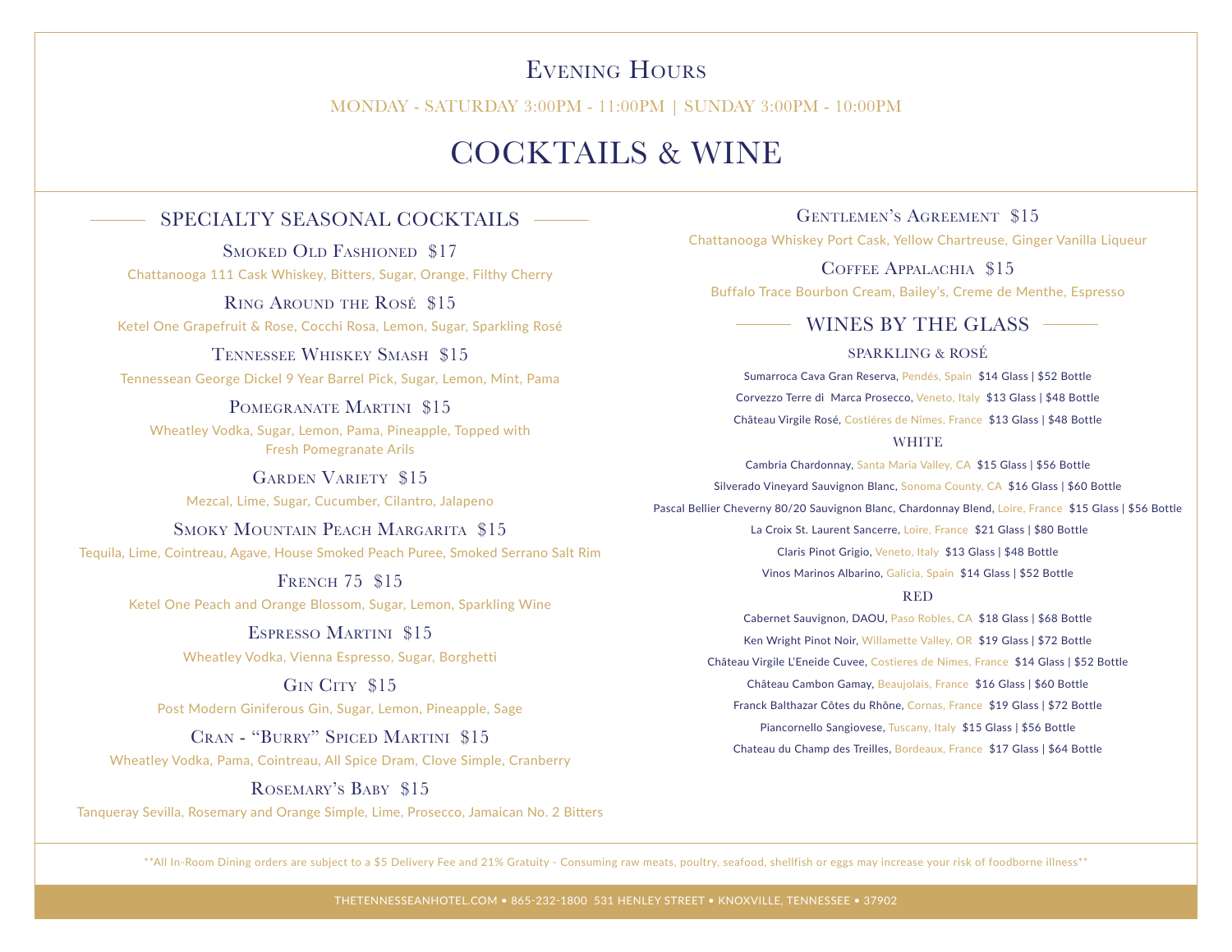# Evening Hours

MONDAY - SATURDAY 3:00PM - 11:00PM | SUNDAY 3:00PM - 10:00PM

# COCKTAILS & WINE

## SPECIALTY SEASONAL COCKTAILS

**Smoked Old Fashioned** $17
Chattanooga 111 Cask Whiskey, Bitters, Sugar, Orange, Filthy Cherry

**Ring Around the Rosé** $15
Ketel One Grapefruit & Rose, Cocchi Rosa, Lemon, Sugar, Sparkling Rosé

**Tennessee Whiskey Smash** $15
Tennessean George Dickel 9 Year Barrel Pick, Sugar, Lemon, Mint, Pama

**Pomegranate Martini** $15
Wheatley Vodka, Sugar, Lemon, Pama, Pineapple, Topped with Fresh Pomegranate Arils

**Garden Variety** $15
Mezcal, Lime, Sugar, Cucumber, Cilantro, Jalapeno

**Smoky Mountain Peach Margarita** $15
Tequila, Lime, Cointreau, Agave, House Smoked Peach Puree, Smoked Serrano Salt Rim

**French 75** $15
Ketel One Peach and Orange Blossom, Sugar, Lemon, Sparkling Wine

**Espresso Martini** $15
Wheatley Vodka, Vienna Espresso, Sugar, Borghetti

**Gin City** $15
Post Modern Giniferous Gin, Sugar, Lemon, Pineapple, Sage

**Cran - "Burry" Spiced Martini** $15
Wheatley Vodka, Pama, Cointreau, All Spice Dram, Clove Simple, Cranberry

**Rosemary's Baby** $15
Tanqueray Sevilla, Rosemary and Orange Simple, Lime, Prosecco, Jamaican No. 2 Bitters

**Gentlemen's Agreement** $15
Chattanooga Whiskey Port Cask, Yellow Chartreuse, Ginger Vanilla Liqueur

**Coffee Appalachia** $15
Buffalo Trace Bourbon Cream, Bailey's, Creme de Menthe, Espresso

## WINES BY THE GLASS

### SPARKLING & ROSÉ

Sumarroca Cava Gran Reserva, Pendés, Spain $14 Glass | $52 Bottle

Corvezzo Terre di Marca Prosecco, Veneto, Italy $13 Glass | $48 Bottle

Château Virgile Rosé, Costiéres de Nimes, France $13 Glass | $48 Bottle

### WHITE

Cambria Chardonnay, Santa Maria Valley, CA $15 Glass | $56 Bottle

Silverado Vineyard Sauvignon Blanc, Sonoma County, CA $16 Glass | $60 Bottle

Pascal Bellier Cheverny 80/20 Sauvignon Blanc, Chardonnay Blend, Loire, France $15 Glass | $56 Bottle

La Croix St. Laurent Sancerre, Loire, France $21 Glass | $80 Bottle

Claris Pinot Grigio, Veneto, Italy $13 Glass | $48 Bottle

Vinos Marinos Albarino, Galicia, Spain $14 Glass | $52 Bottle

### RED

Cabernet Sauvignon, DAOU, Paso Robles, CA $18 Glass | $68 Bottle

Ken Wright Pinot Noir, Willamette Valley, OR $19 Glass | $72 Bottle

Château Virgile L'Eneide Cuvee, Costieres de Nimes, France $14 Glass | $52 Bottle

Château Cambon Gamay, Beaujolais, France $16 Glass | $60 Bottle

Franck Balthazar Côtes du Rhône, Cornas, France $19 Glass | $72 Bottle

Piancornello Sangiovese, Tuscany, Italy $15 Glass | $56 Bottle

Chateau du Champ des Treilles, Bordeaux, France $17 Glass | $64 Bottle

**All In-Room Dining orders are subject to a $5 Delivery Fee and 21% Gratuity - Consuming raw meats, poultry, seafood, shellfish or eggs may increase your risk of foodborne illness**

THETENNESSEANHOTEL.COM • 865-232-1800 531 HENLEY STREET • KNOXVILLE, TENNESSEE • 37902